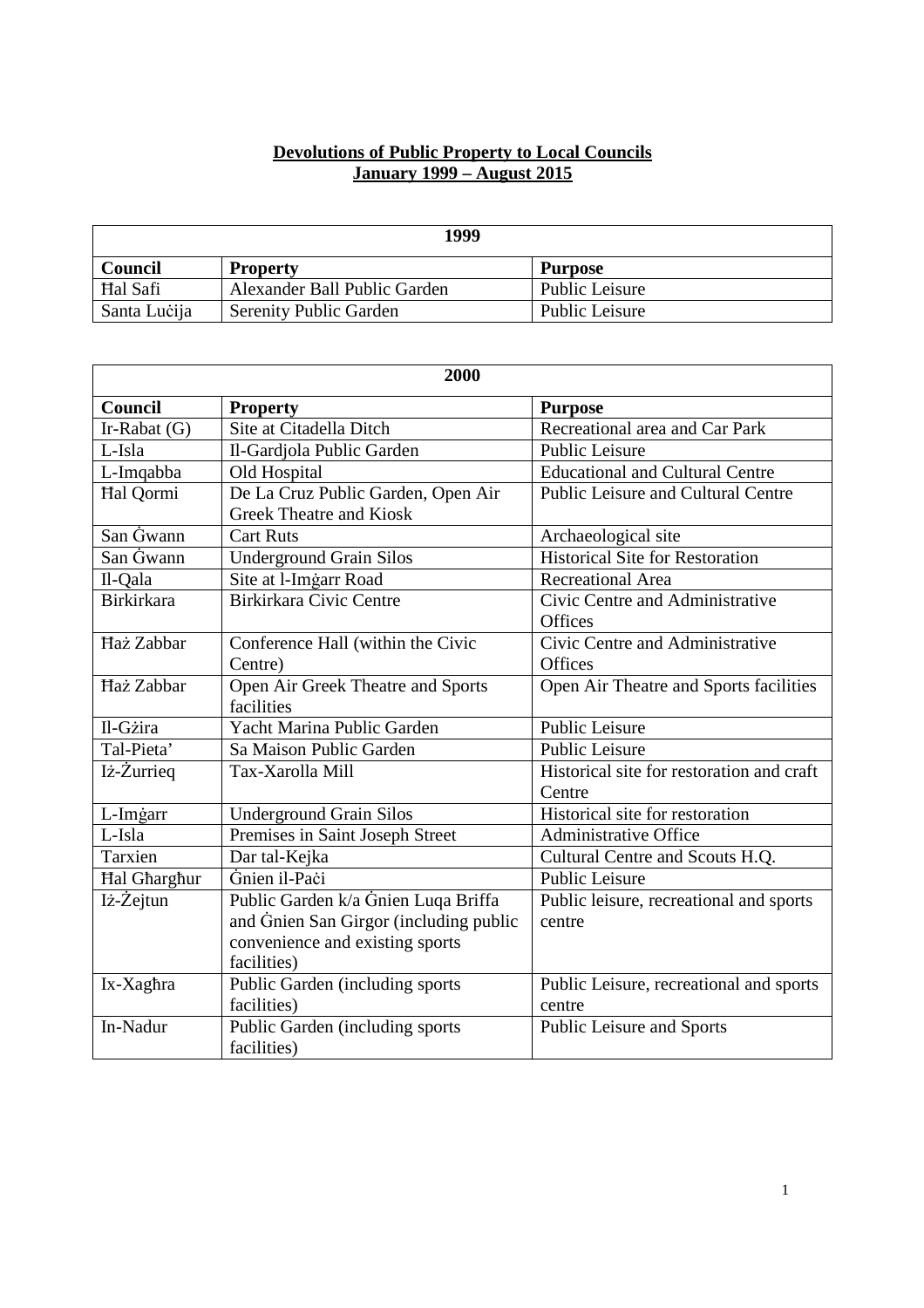**Devolutions of Public Property to Local Councils**
**January 1999 – August 2015**

| 1999 | | |
|---|---|---|
| **Council** | **Property** | **Purpose** |
| Ħal Safi | Alexander Ball Public Garden | Public Leisure |
| Santa Luċija | Serenity Public Garden | Public Leisure |

| 2000 | | |
|---|---|---|
| **Council** | **Property** | **Purpose** |
| Ir-Rabat (G) | Site at Citadella Ditch | Recreational area and Car Park |
| L-Isla | Il-Gardjola Public Garden | Public Leisure |
| L-Imqabba | Old Hospital | Educational and Cultural Centre |
| Ħal Qormi | De La Cruz Public Garden, Open Air Greek Theatre and Kiosk | Public Leisure and Cultural Centre |
| San Ġwann | Cart Ruts | Archaeological site |
| San Ġwann | Underground Grain Silos | Historical Site for Restoration |
| Il-Qala | Site at l-Imġarr Road | Recreational Area |
| Birkirkara | Birkirkara Civic Centre | Civic Centre and Administrative Offices |
| Ħaż Zabbar | Conference Hall (within the Civic Centre) | Civic Centre and Administrative Offices |
| Ħaż Zabbar | Open Air Greek Theatre and Sports facilities | Open Air Theatre and Sports facilities |
| Il-Gżira | Yacht Marina Public Garden | Public Leisure |
| Tal-Pieta' | Sa Maison Public Garden | Public Leisure |
| Iż-Żurrieq | Tax-Xarolla Mill | Historical site for restoration and craft Centre |
| L-Imġarr | Underground Grain Silos | Historical site for restoration |
| L-Isla | Premises in Saint Joseph Street | Administrative Office |
| Tarxien | Dar tal-Kejka | Cultural Centre and Scouts H.Q. |
| Ħal Għargħur | Ġnien il-Paċi | Public Leisure |
| Iż-Żejtun | Public Garden k/a Ġnien Luqa Briffa and Ġnien San Girgor (including public convenience and existing sports facilities) | Public leisure, recreational and sports centre |
| Ix-Xagħra | Public Garden (including sports facilities) | Public Leisure, recreational and sports centre |
| In-Nadur | Public Garden (including sports facilities) | Public Leisure and Sports |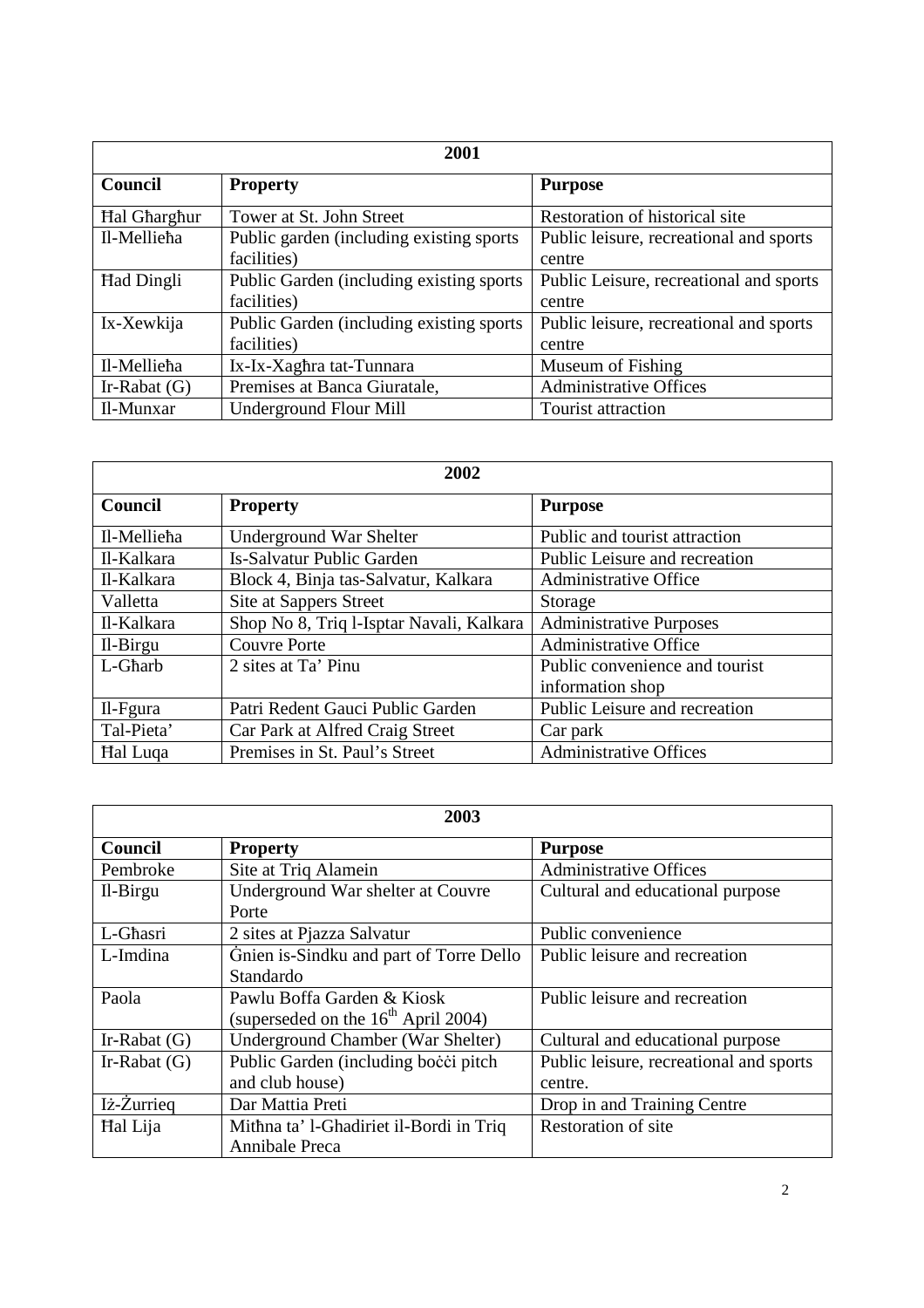| 2001 | | |
|---|---|---|
| **Council** | **Property** | **Purpose** |
| Ħal Għargħur | Tower at St. John Street | Restoration of historical site |
| Il-Mellieħa | Public garden (including existing sports facilities) | Public leisure, recreational and sports centre |
| Ħad Dingli | Public Garden (including existing sports facilities) | Public Leisure, recreational and sports centre |
| Ix-Xewkija | Public Garden (including existing sports facilities) | Public leisure, recreational and sports centre |
| Il-Mellieħa | Ix-Ix-Xagħra tat-Tunnara | Museum of Fishing |
| Ir-Rabat (G) | Premises at Banca Giuratale, | Administrative Offices |
| Il-Munxar | Underground Flour Mill | Tourist attraction |

| 2002 | | |
|---|---|---|
| **Council** | **Property** | **Purpose** |
| Il-Mellieħa | Underground War Shelter | Public and tourist attraction |
| Il-Kalkara | Is-Salvatur Public Garden | Public Leisure and recreation |
| Il-Kalkara | Block 4, Binja tas-Salvatur, Kalkara | Administrative Office |
| Valletta | Site at Sappers Street | Storage |
| Il-Kalkara | Shop No 8, Triq l-Isptar Navali, Kalkara | Administrative Purposes |
| Il-Birgu | Couvre Porte | Administrative Office |
| L-Għarb | 2 sites at Ta' Pinu | Public convenience and tourist information shop |
| Il-Fgura | Patri Redent Gauci Public Garden | Public Leisure and recreation |
| Tal-Pieta' | Car Park at Alfred Craig Street | Car park |
| Ħal Luqa | Premises in St. Paul's Street | Administrative Offices |

| 2003 | | |
|---|---|---|
| **Council** | **Property** | **Purpose** |
| Pembroke | Site at Triq Alamein | Administrative Offices |
| Il-Birgu | Underground War shelter at Couvre Porte | Cultural and educational purpose |
| L-Għasri | 2 sites at Pjazza Salvatur | Public convenience |
| L-Imdina | Ġnien is-Sindku and part of Torre Dello Standardo | Public leisure and recreation |
| Paola | Pawlu Boffa Garden & Kiosk (superseded on the 16th April 2004) | Public leisure and recreation |
| Ir-Rabat (G) | Underground Chamber (War Shelter) | Cultural and educational purpose |
| Ir-Rabat (G) | Public Garden (including boċċi pitch and club house) | Public leisure, recreational and sports centre. |
| Iż-Żurrieq | Dar Mattia Preti | Drop in and Training Centre |
| Ħal Lija | Mitħna ta' l-Ghadiriet il-Bordi in Triq Annibale Preca | Restoration of site |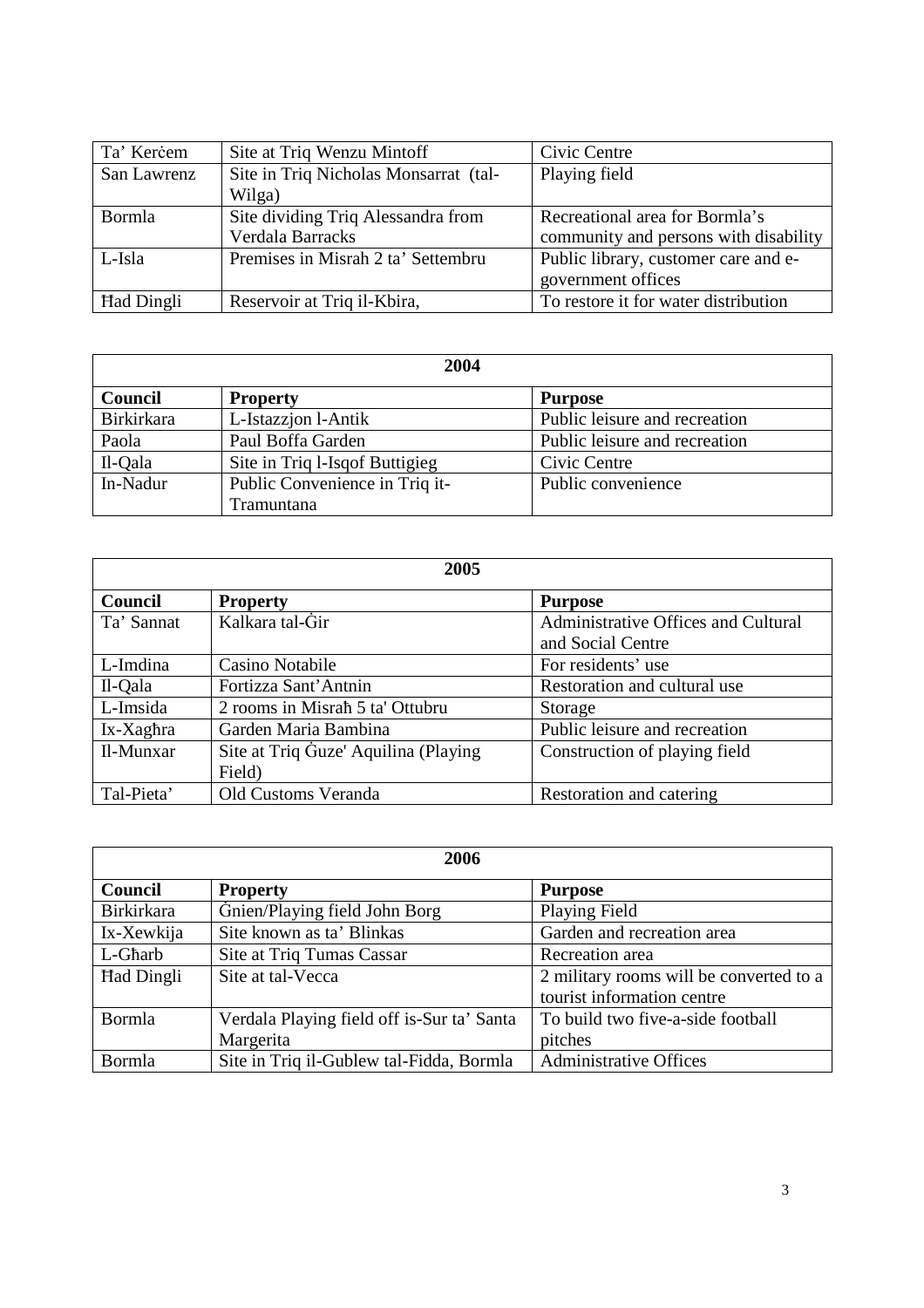| | | |
|---|---|---|
| Ta' Kerċem | Site at Triq Wenzu Mintoff | Civic Centre |
| San Lawrenz | Site in Triq Nicholas Monsarrat (tal-Wilga) | Playing field |
| Bormla | Site dividing Triq Alessandra from Verdala Barracks | Recreational area for Bormla's community and persons with disability |
| L-Isla | Premises in Misrah 2 ta' Settembru | Public library, customer care and e-government offices |
| Ħad Dingli | Reservoir at Triq il-Kbira, | To restore it for water distribution |

| 2004 | | |
|---|---|---|
| **Council** | **Property** | **Purpose** |
| Birkirkara | L-Istazzjon l-Antik | Public leisure and recreation |
| Paola | Paul Boffa Garden | Public leisure and recreation |
| Il-Qala | Site in Triq l-Isqof Buttigieg | Civic Centre |
| In-Nadur | Public Convenience in Triq it-Tramuntana | Public convenience |

| 2005 | | |
|---|---|---|
| **Council** | **Property** | **Purpose** |
| Ta' Sannat | Kalkara tal-Ġir | Administrative Offices and Cultural and Social Centre |
| L-Imdina | Casino Notabile | For residents' use |
| Il-Qala | Fortizza Sant'Antnin | Restoration and cultural use |
| L-Imsida | 2 rooms in Misraħ 5 ta' Ottubru | Storage |
| Ix-Xagħra | Garden Maria Bambina | Public leisure and recreation |
| Il-Munxar | Site at Triq Ġuze' Aquilina (Playing Field) | Construction of playing field |
| Tal-Pieta' | Old Customs Veranda | Restoration and catering |

| 2006 | | |
|---|---|---|
| **Council** | **Property** | **Purpose** |
| Birkirkara | Ġnien/Playing field John Borg | Playing Field |
| Ix-Xewkija | Site known as ta' Blinkas | Garden and recreation area |
| L-Għarb | Site at Triq Tumas Cassar | Recreation area |
| Ħad Dingli | Site at tal-Vecca | 2 military rooms will be converted to a tourist information centre |
| Bormla | Verdala Playing field off is-Sur ta' Santa Margerita | To build two five-a-side football pitches |
| Bormla | Site in Triq il-Gublew tal-Fidda, Bormla | Administrative Offices |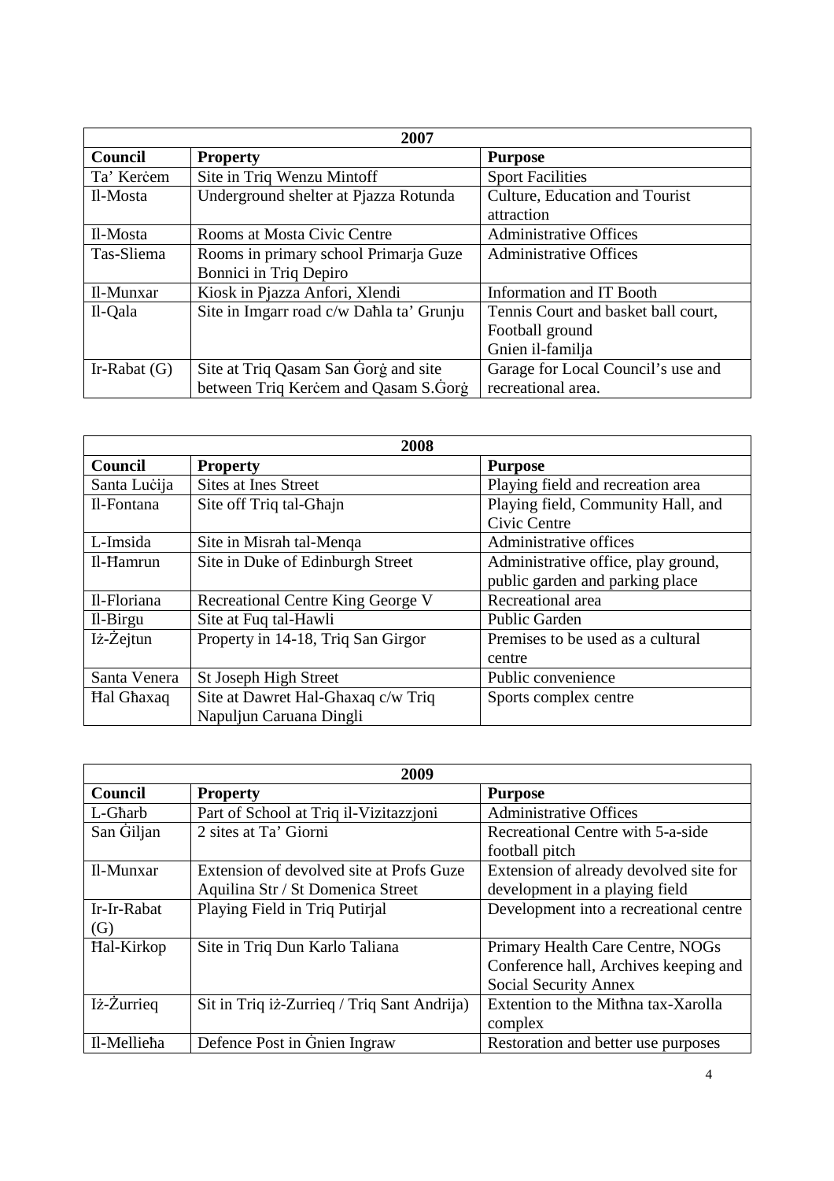| 2007 | | |
|---|---|---|
| **Council** | **Property** | **Purpose** |
| Ta' Kerċem | Site in Triq Wenzu Mintoff | Sport Facilities |
| Il-Mosta | Underground shelter at Pjazza Rotunda | Culture, Education and Tourist attraction |
| Il-Mosta | Rooms at Mosta Civic Centre | Administrative Offices |
| Tas-Sliema | Rooms in primary school Primarja Guze Bonnici in Triq Depiro | Administrative Offices |
| Il-Munxar | Kiosk in Pjazza Anfori, Xlendi | Information and IT Booth |
| Il-Qala | Site in Imgarr road c/w Daħla ta' Grunju | Tennis Court and basket ball court, Football ground Gnien il-familja |
| Ir-Rabat (G) | Site at Triq Qasam San Ġorġ and site between Triq Kerċem and Qasam S.Ġorġ | Garage for Local Council's use and recreational area. |

| 2008 | | |
|---|---|---|
| **Council** | **Property** | **Purpose** |
| Santa Luċija | Sites at Ines Street | Playing field and recreation area |
| Il-Fontana | Site off Triq tal-Għajn | Playing field, Community Hall, and Civic Centre |
| L-Imsida | Site in Misrah tal-Menqa | Administrative offices |
| Il-Ħamrun | Site in Duke of Edinburgh Street | Administrative office, play ground, public garden and parking place |
| Il-Floriana | Recreational Centre King George V | Recreational area |
| Il-Birgu | Site at Fuq tal-Hawli | Public Garden |
| Iż-Żejtun | Property in 14-18, Triq San Girgor | Premises to be used as a cultural centre |
| Santa Venera | St Joseph High Street | Public convenience |
| Ħal Għaxaq | Site at Dawret Hal-Ghaxaq c/w Triq Napuljun Caruana Dingli | Sports complex centre |

| 2009 | | |
|---|---|---|
| **Council** | **Property** | **Purpose** |
| L-Għarb | Part of School at Triq il-Vizitazzjoni | Administrative Offices |
| San Ġiljan | 2 sites at Ta' Giorni | Recreational Centre with 5-a-side football pitch |
| Il-Munxar | Extension of devolved site at Profs Guze Aquilina Str / St Domenica Street | Extension of already devolved site for development in a playing field |
| Ir-Ir-Rabat (G) | Playing Field in Triq Putirjal | Development into a recreational centre |
| Ħal-Kirkop | Site in Triq Dun Karlo Taliana | Primary Health Care Centre, NOGs Conference hall, Archives keeping and Social Security Annex |
| Iż-Żurrieq | Sit in Triq iż-Zurrieq / Triq Sant Andrija) | Extention to the Mitħna tax-Xarolla complex |
| Il-Mellieħa | Defence Post in Ġnien Ingraw | Restoration and better use purposes |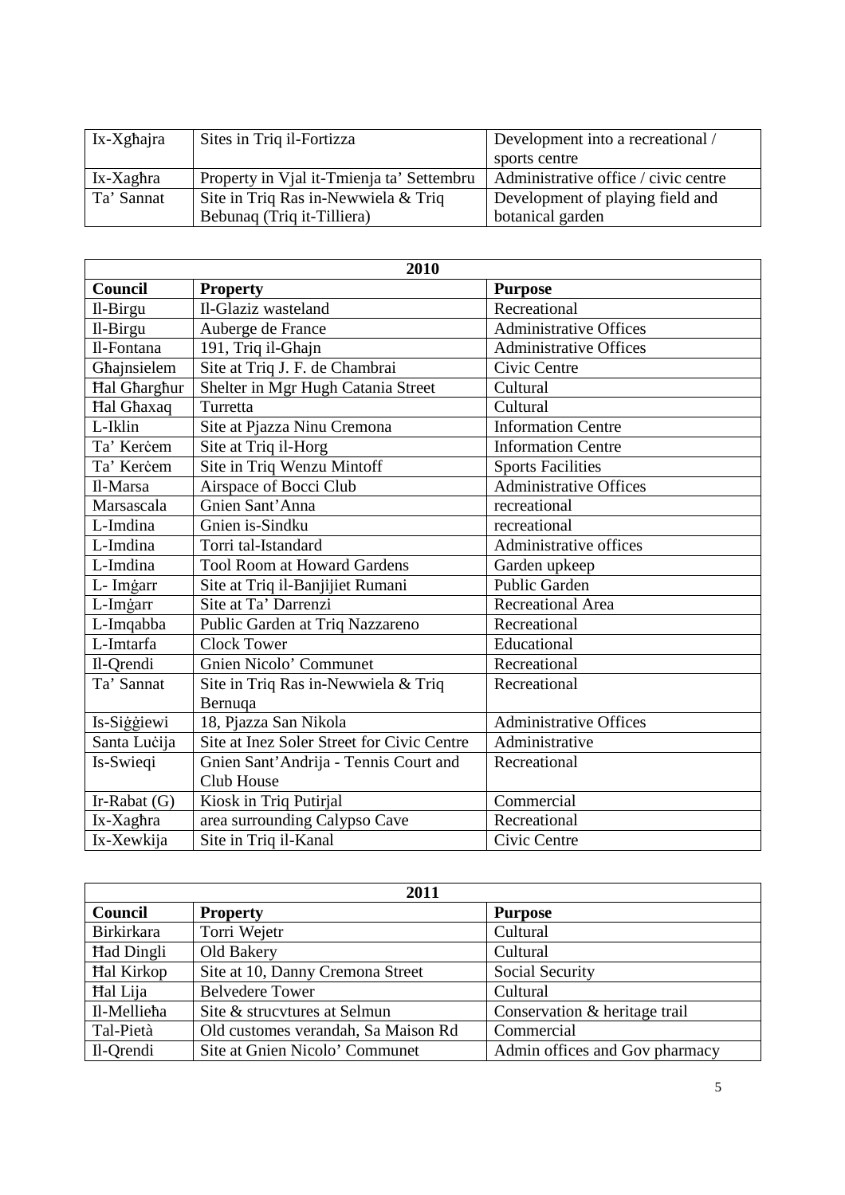| | | |
|---|---|---|
| Ix-Xgħajra | Sites in Triq il-Fortizza | Development into a recreational / sports centre |
| Ix-Xagħra | Property in Vjal it-Tmienja ta' Settembru | Administrative office / civic centre |
| Ta' Sannat | Site in Triq Ras in-Newwiela & Triq Bebunaq (Triq it-Tilliera) | Development of playing field and botanical garden |

| 2010 | | |
|---|---|---|
| **Council** | **Property** | **Purpose** |
| Il-Birgu | Il-Glaziz wasteland | Recreational |
| Il-Birgu | Auberge de France | Administrative Offices |
| Il-Fontana | 191, Triq il-Ghajn | Administrative Offices |
| Għajnsielem | Site at Triq J. F. de Chambrai | Civic Centre |
| Ħal Għargħur | Shelter in Mgr Hugh Catania Street | Cultural |
| Ħal Għaxaq | Turretta | Cultural |
| L-Iklin | Site at Pjazza Ninu Cremona | Information Centre |
| Ta' Kerċem | Site at Triq il-Horg | Information Centre |
| Ta' Kerċem | Site in Triq Wenzu Mintoff | Sports Facilities |
| Il-Marsa | Airspace of Bocci Club | Administrative Offices |
| Marsascala | Gnien Sant'Anna | recreational |
| L-Imdina | Gnien is-Sindku | recreational |
| L-Imdina | Torri tal-Istandard | Administrative offices |
| L-Imdina | Tool Room at Howard Gardens | Garden upkeep |
| L- Imġarr | Site at Triq il-Banjijiet Rumani | Public Garden |
| L-Imġarr | Site at Ta' Darrenzi | Recreational Area |
| L-Imqabba | Public Garden at Triq Nazzareno | Recreational |
| L-Imtarfa | Clock Tower | Educational |
| Il-Qrendi | Gnien Nicolo' Communet | Recreational |
| Ta' Sannat | Site in Triq Ras in-Newwiela & Triq Bernuqa | Recreational |
| Is-Siġġiewi | 18, Pjazza San Nikola | Administrative Offices |
| Santa Luċija | Site at Inez Soler Street for Civic Centre | Administrative |
| Is-Swieqi | Gnien Sant'Andrija - Tennis Court and Club House | Recreational |
| Ir-Rabat (G) | Kiosk in Triq Putirjal | Commercial |
| Ix-Xagħra | area surrounding Calypso Cave | Recreational |
| Ix-Xewkija | Site in Triq il-Kanal | Civic Centre |

| 2011 | | |
|---|---|---|
| **Council** | **Property** | **Purpose** |
| Birkirkara | Torri Wejetr | Cultural |
| Ħad Dingli | Old Bakery | Cultural |
| Ħal Kirkop | Site at 10, Danny Cremona Street | Social Security |
| Ħal Lija | Belvedere Tower | Cultural |
| Il-Mellieħa | Site & strucvtures at Selmun | Conservation & heritage trail |
| Tal-Pietà | Old customes verandah, Sa Maison Rd | Commercial |
| Il-Qrendi | Site at Gnien Nicolo' Communet | Admin offices and Gov pharmacy |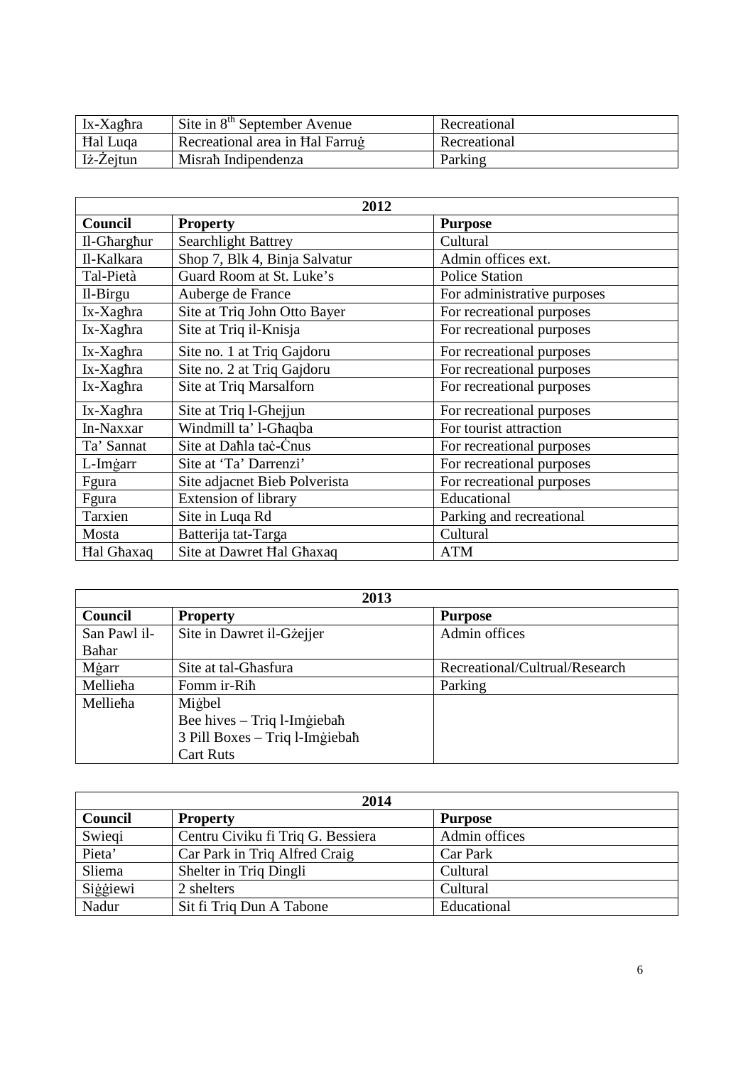| | | |
|---|---|---|
| Ix-Xagħra | Site in 8th September Avenue | Recreational |
| Ħal Luqa | Recreational area in Ħal Farruġ | Recreational |
| Iż-Żejtun | Misraħ Indipendenza | Parking |

| 2012 | | |
|---|---|---|
| **Council** | **Property** | **Purpose** |
| Il-Għargħur | Searchlight Battrey | Cultural |
| Il-Kalkara | Shop 7, Blk 4, Binja Salvatur | Admin offices ext. |
| Tal-Pietà | Guard Room at St. Luke's | Police Station |
| Il-Birgu | Auberge de France | For administrative purposes |
| Ix-Xagħra | Site at Triq John Otto Bayer | For recreational purposes |
| Ix-Xagħra | Site at Triq il-Knisja | For recreational purposes |
| Ix-Xagħra | Site no. 1 at Triq Gajdoru | For recreational purposes |
| Ix-Xagħra | Site no. 2 at Triq Gajdoru | For recreational purposes |
| Ix-Xagħra | Site at Triq Marsalforn | For recreational purposes |
| Ix-Xagħra | Site at Triq l-Ghejjun | For recreational purposes |
| In-Naxxar | Windmill ta' l-Għaqba | For tourist attraction |
| Ta' Sannat | Site at Daħla taċ-Ċnus | For recreational purposes |
| L-Imġarr | Site at 'Ta' Darrenzi' | For recreational purposes |
| Fgura | Site adjacnet Bieb Polverista | For recreational purposes |
| Fgura | Extension of library | Educational |
| Tarxien | Site in Luqa Rd | Parking and recreational |
| Mosta | Batterija tat-Targa | Cultural |
| Ħal Għaxaq | Site at Dawret Ħal Għaxaq | ATM |

| 2013 | | |
|---|---|---|
| **Council** | **Property** | **Purpose** |
| San Pawl il-Baħar | Site in Dawret il-Gżejjer | Admin offices |
| Mġarr | Site at tal-Għasfura | Recreational/Cultural/Research |
| Mellieħa | Fomm ir-Riħ | Parking |
| Mellieħa | Miġbel<br>Bee hives – Triq l-Imġiebaħ<br>3 Pill Boxes – Triq l-Imġiebaħ<br>Cart Ruts | |

| 2014 | | |
|---|---|---|
| **Council** | **Property** | **Purpose** |
| Swieqi | Centru Civiku fi Triq G. Bessiera | Admin offices |
| Pieta' | Car Park in Triq Alfred Craig | Car Park |
| Sliema | Shelter in Triq Dingli | Cultural |
| Siġġiewi | 2 shelters | Cultural |
| Nadur | Sit fi Triq Dun A Tabone | Educational |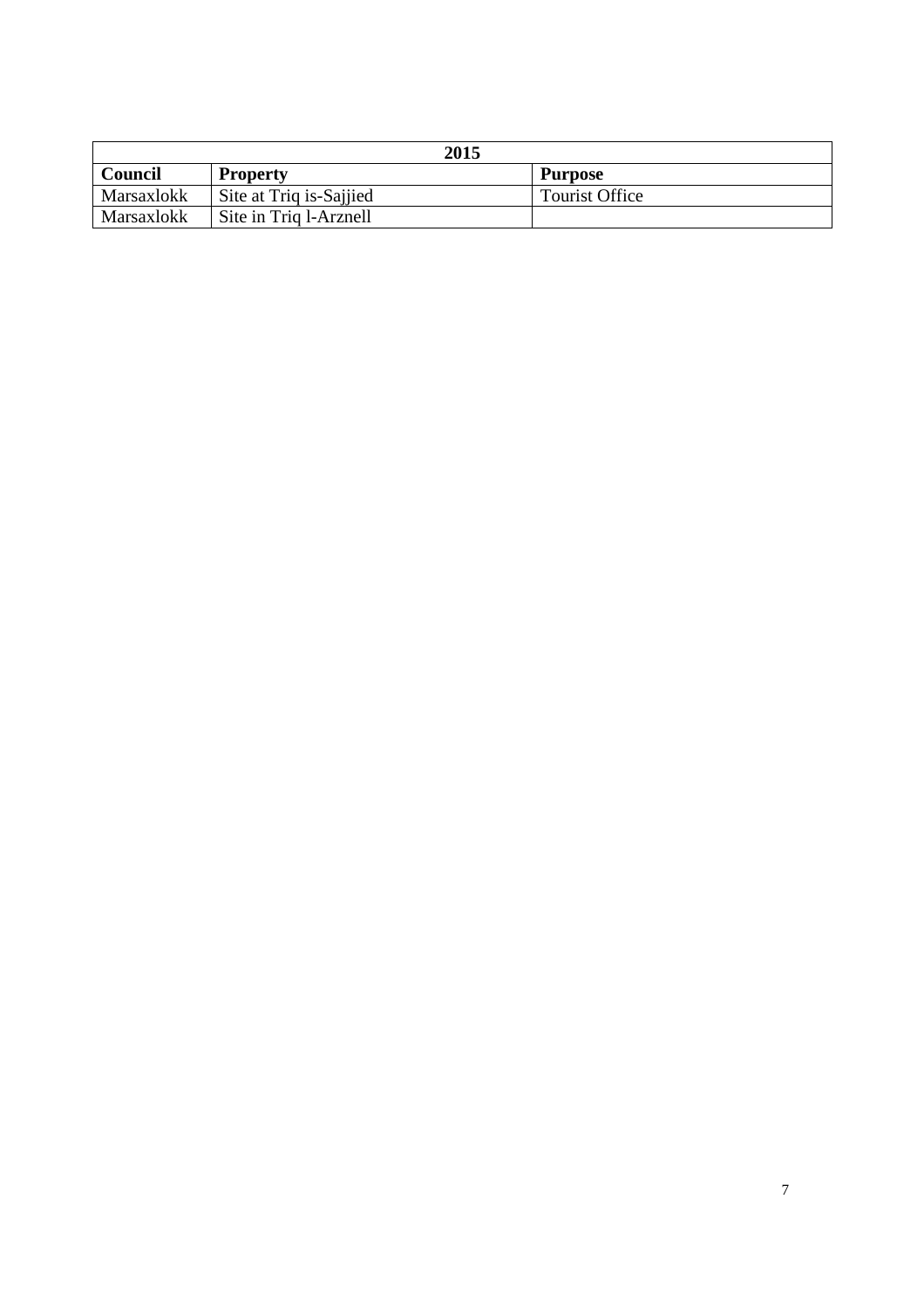| 2015 | | |
|---|---|---|
| **Council** | **Property** | **Purpose** |
| Marsaxlokk | Site at Triq is-Sajjied | Tourist Office |
| Marsaxlokk | Site in Triq l-Arznell | |